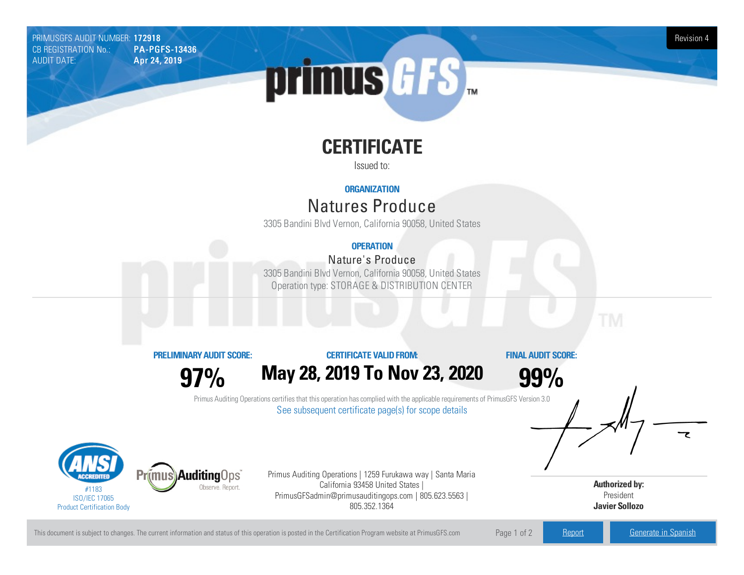PRIMUSGFS AUDIT NUMBER: **172918**
CB REGISTRATION No.: **PA-PGFS-13436**
AUDIT DATE: **Apr 24, 2019**

Revision 4

# CERTIFICATE

Issued to:

**ORGANIZATION**

## Natures Produce

3305 Bandini Blvd Vernon, California 90058, United States

**OPERATION**

### Nature's Produce

3305 Bandini Blvd Vernon, California 90058, United States
Operation type: STORAGE & DISTRIBUTION CENTER

| PRELIMINARY AUDIT SCORE: | CERTIFICATE VALID FROM: | FINAL AUDIT SCORE: |
|---|---|---|
| **97%** | **May 28, 2019 To Nov 23, 2020** | **99%** |

Primus Auditing Operations certifies that this operation has complied with the applicable requirements of PrimusGFS Version 3.0

See subsequent certificate page(s) for scope details

#1183
ISO/IEC 17065
Product Certification Body

Primus Auditing Operations | 1259 Furukawa way | Santa Maria California 93458 United States | PrimusGFSadmin@primusauditingops.com | 805.623.5563 | 805.352.1364

**Authorized by:**
President
**Javier Sollozo**

This document is subject to changes. The current information and status of this operation is posted in the Certification Program website at PrimusGFS.com

Report | Generate in Spanish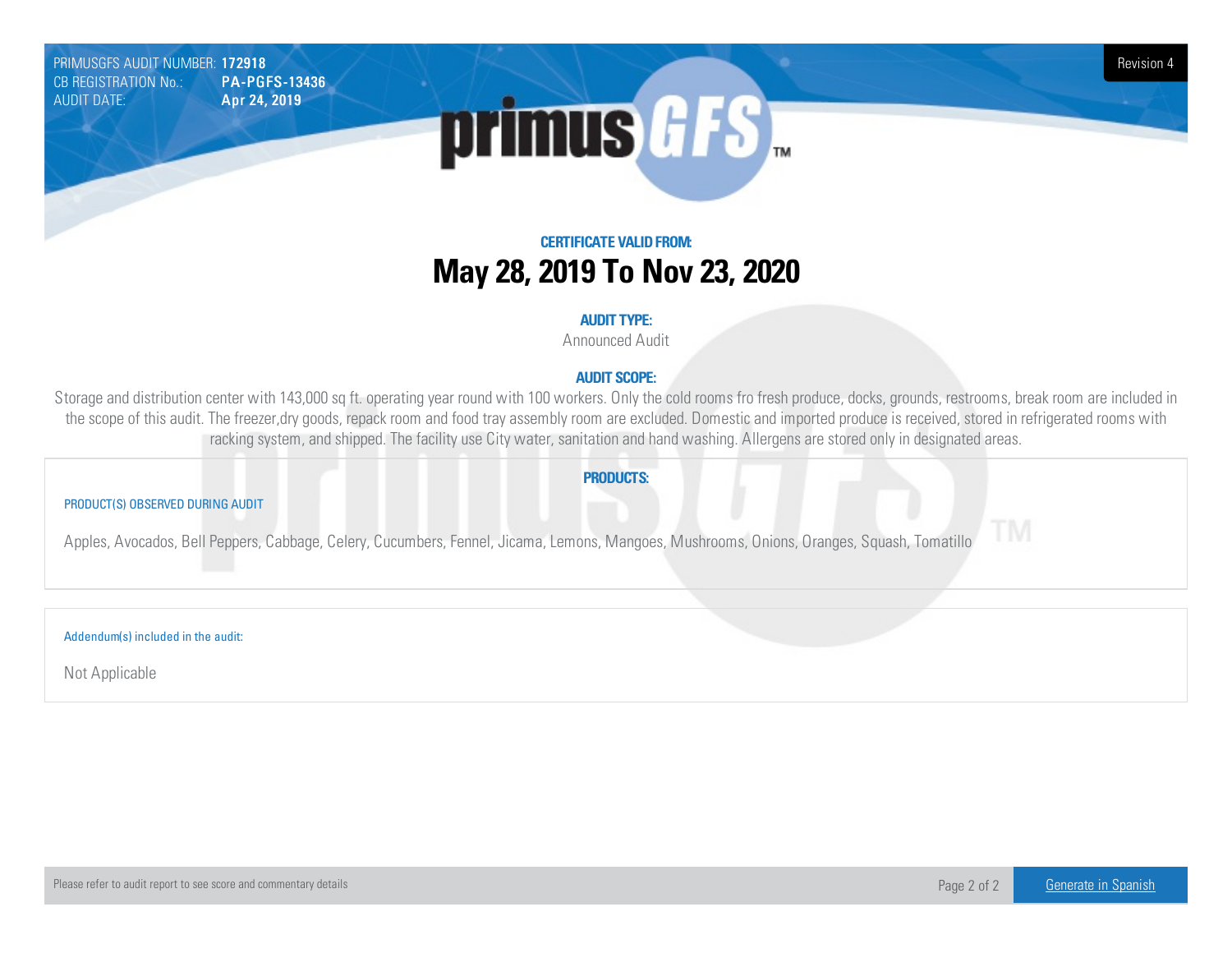PRIMUSGFS AUDIT NUMBER: **172918**
CB REGISTRATION No.: **PA-PGFS-13436**
AUDIT DATE: **Apr 24, 2019**

Revision 4

primus GFS™

**CERTIFICATE VALID FROM:**

# May 28, 2019 To Nov 23, 2020

**AUDIT TYPE:**

Announced Audit

**AUDIT SCOPE:**

Storage and distribution center with 143,000 sq ft. operating year round with 100 workers. Only the cold rooms fro fresh produce, docks, grounds, restrooms, break room are included in the scope of this audit. The freezer,dry goods, repack room and food tray assembly room are excluded. Domestic and imported produce is received, stored in refrigerated rooms with racking system, and shipped. The facility use City water, sanitation and hand washing. Allergens are stored only in designated areas.

**PRODUCTS:**

PRODUCT(S) OBSERVED DURING AUDIT

Apples, Avocados, Bell Peppers, Cabbage, Celery, Cucumbers, Fennel, Jicama, Lemons, Mangoes, Mushrooms, Onions, Oranges, Squash, Tomatillo

Addendum(s) included in the audit:

Not Applicable

Please refer to audit report to see score and commentary details

Generate in Spanish